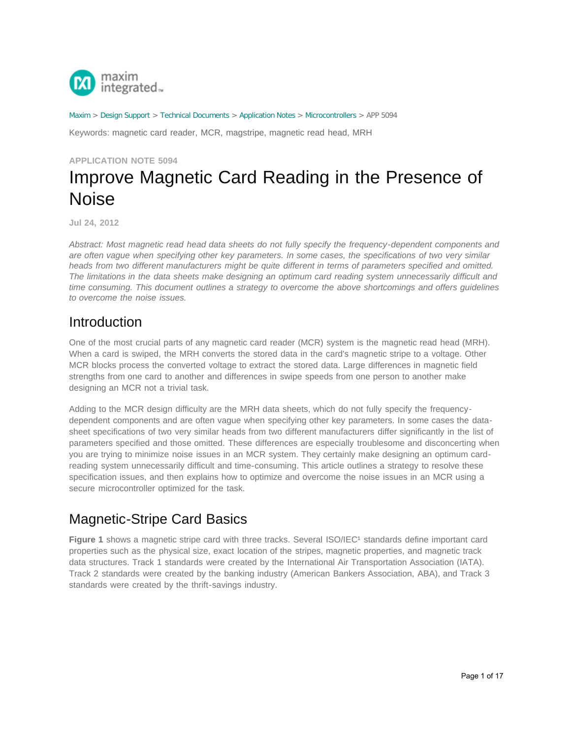maxim integrated

Maxim > Design Support > Technical Documents > Application Notes > Microcontrollers > APP 5094

Keywords: magnetic card reader, MCR, magstripe, magnetic read head, MRH

APPLICATION NOTE 5094

# Improve Magnetic Card Reading in the Presence of Noise

**Jul 24, 2012**

*Abstract: Most magnetic read head data sheets do not fully specify the frequency-dependent components and are often vague when specifying other key parameters. In some cases, the specifications of two very similar heads from two different manufacturers might be quite different in terms of parameters specified and omitted. The limitations in the data sheets make designing an optimum card reading system unnecessarily difficult and time consuming. This document outlines a strategy to overcome the above shortcomings and offers guidelines to overcome the noise issues.*

## Introduction

One of the most crucial parts of any magnetic card reader (MCR) system is the magnetic read head (MRH). When a card is swiped, the MRH converts the stored data in the card's magnetic stripe to a voltage. Other MCR blocks process the converted voltage to extract the stored data. Large differences in magnetic field strengths from one card to another and differences in swipe speeds from one person to another make designing an MCR not a trivial task.

Adding to the MCR design difficulty are the MRH data sheets, which do not fully specify the frequency-dependent components and are often vague when specifying other key parameters. In some cases the data-sheet specifications of two very similar heads from two different manufacturers differ significantly in the list of parameters specified and those omitted. These differences are especially troublesome and disconcerting when you are trying to minimize noise issues in an MCR system. They certainly make designing an optimum card-reading system unnecessarily difficult and time-consuming. This article outlines a strategy to resolve these specification issues, and then explains how to optimize and overcome the noise issues in an MCR using a secure microcontroller optimized for the task.

## Magnetic-Stripe Card Basics

**Figure 1** shows a magnetic stripe card with three tracks. Several ISO/IEC[1] standards define important card properties such as the physical size, exact location of the stripes, magnetic properties, and magnetic track data structures. Track 1 standards were created by the International Air Transportation Association (IATA). Track 2 standards were created by the banking industry (American Bankers Association, ABA), and Track 3 standards were created by the thrift-savings industry.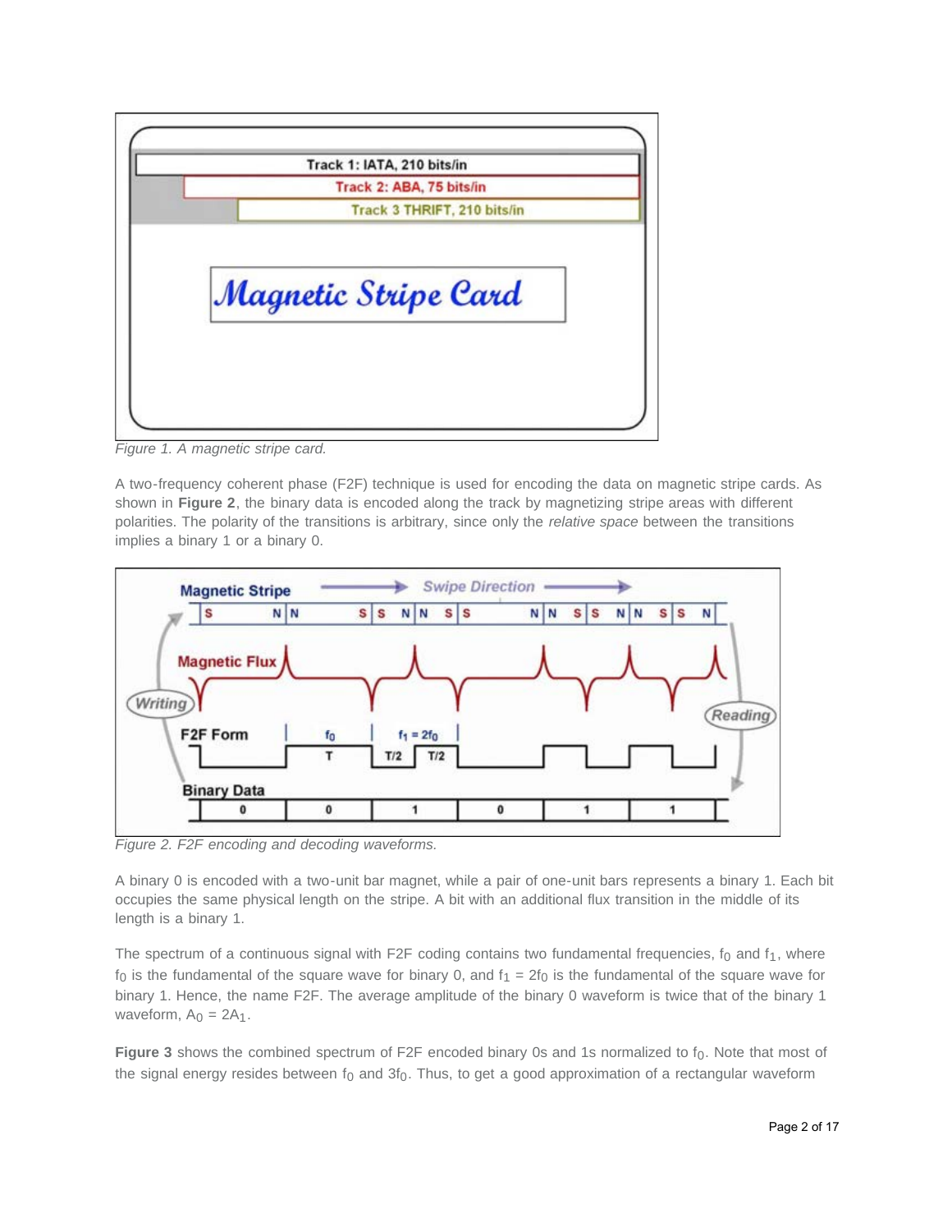*Figure 1. A magnetic stripe card.*

A two-frequency coherent phase (F2F) technique is used for encoding the data on magnetic stripe cards. As shown in **Figure 2**, the binary data is encoded along the track by magnetizing stripe areas with different polarities. The polarity of the transitions is arbitrary, since only the *relative space* between the transitions implies a binary 1 or a binary 0.

*Figure 2. F2F encoding and decoding waveforms.*

A binary 0 is encoded with a two-unit bar magnet, while a pair of one-unit bars represents a binary 1. Each bit occupies the same physical length on the stripe. A bit with an additional flux transition in the middle of its length is a binary 1.

The spectrum of a continuous signal with F2F coding contains two fundamental frequencies, $f_0$ and $f_1$, where $f_0$ is the fundamental of the square wave for binary 0, and $f_1 = 2f_0$ is the fundamental of the square wave for binary 1. Hence, the name F2F. The average amplitude of the binary 0 waveform is twice that of the binary 1 waveform, $A_0 = 2A_1$.

**Figure 3** shows the combined spectrum of F2F encoded binary 0s and 1s normalized to $f_0$. Note that most of the signal energy resides between $f_0$ and $3f_0$. Thus, to get a good approximation of a rectangular waveform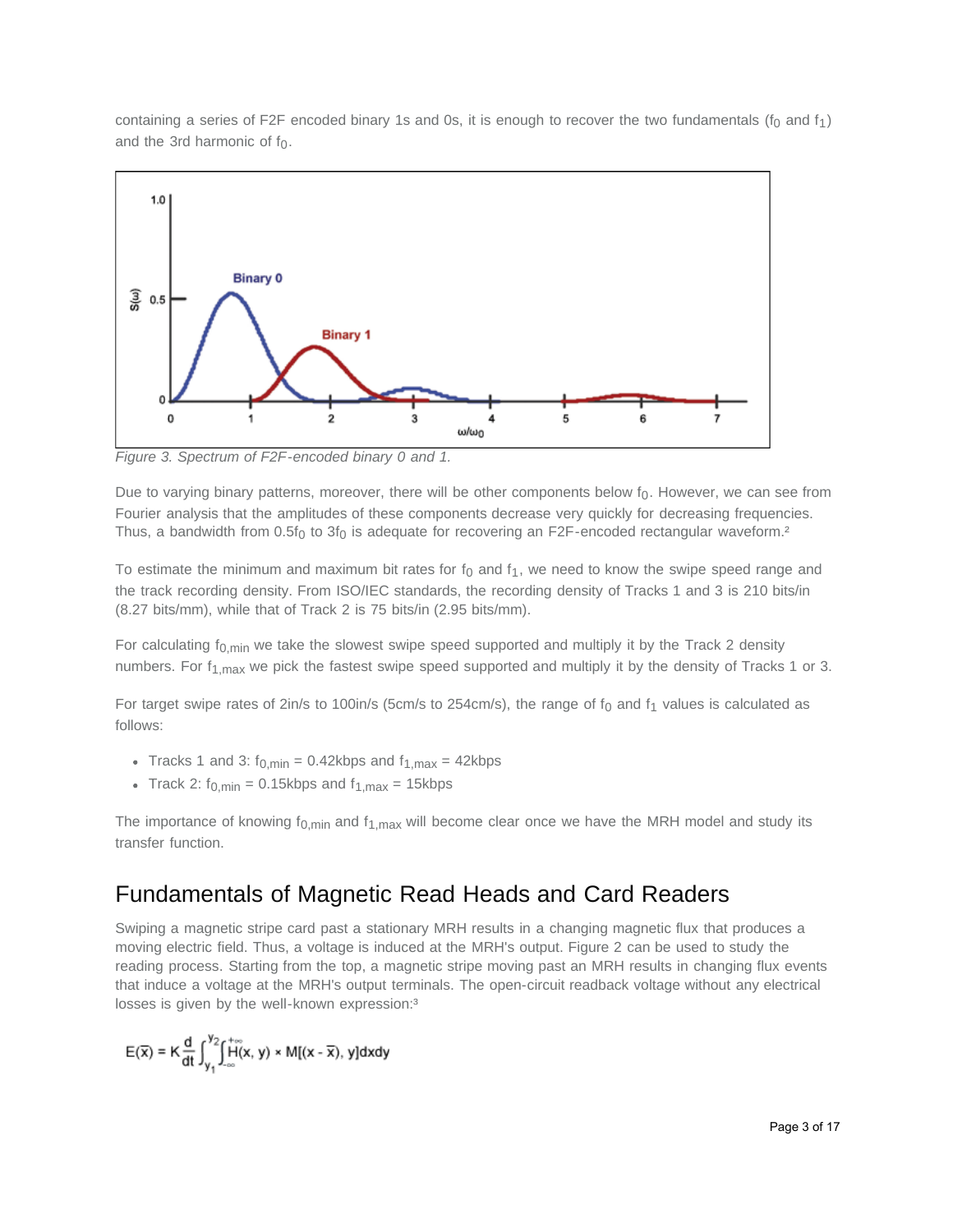containing a series of F2F encoded binary 1s and 0s, it is enough to recover the two fundamentals ($f_0$ and $f_1$) and the 3rd harmonic of $f_0$.

*Figure 3. Spectrum of F2F-encoded binary 0 and 1.*

Due to varying binary patterns, moreover, there will be other components below $f_0$. However, we can see from Fourier analysis that the amplitudes of these components decrease very quickly for decreasing frequencies. Thus, a bandwidth from $0.5f_0$ to $3f_0$ is adequate for recovering an F2F-encoded rectangular waveform.[2]

To estimate the minimum and maximum bit rates for $f_0$ and $f_1$, we need to know the swipe speed range and the track recording density. From ISO/IEC standards, the recording density of Tracks 1 and 3 is 210 bits/in (8.27 bits/mm), while that of Track 2 is 75 bits/in (2.95 bits/mm).

For calculating $f_{0,min}$ we take the slowest swipe speed supported and multiply it by the Track 2 density numbers. For $f_{1,max}$ we pick the fastest swipe speed supported and multiply it by the density of Tracks 1 or 3.

For target swipe rates of 2in/s to 100in/s (5cm/s to 254cm/s), the range of $f_0$ and $f_1$ values is calculated as follows:

- Tracks 1 and 3: $f_{0,min}$ = 0.42kbps and $f_{1,max}$ = 42kbps
- Track 2: $f_{0,min}$ = 0.15kbps and $f_{1,max}$ = 15kbps

The importance of knowing $f_{0,min}$ and $f_{1,max}$ will become clear once we have the MRH model and study its transfer function.

## Fundamentals of Magnetic Read Heads and Card Readers

Swiping a magnetic stripe card past a stationary MRH results in a changing magnetic flux that produces a moving electric field. Thus, a voltage is induced at the MRH's output. Figure 2 can be used to study the reading process. Starting from the top, a magnetic stripe moving past an MRH results in changing flux events that induce a voltage at the MRH's output terminals. The open-circuit readback voltage without any electrical losses is given by the well-known expression:[3]

$$E(\overline{x}) = K\frac{d}{dt}\int_{y_1}^{y_2}\int_{-\infty}^{+\infty} H(x, y) \times M[(x - \overline{x}), y]dxdy$$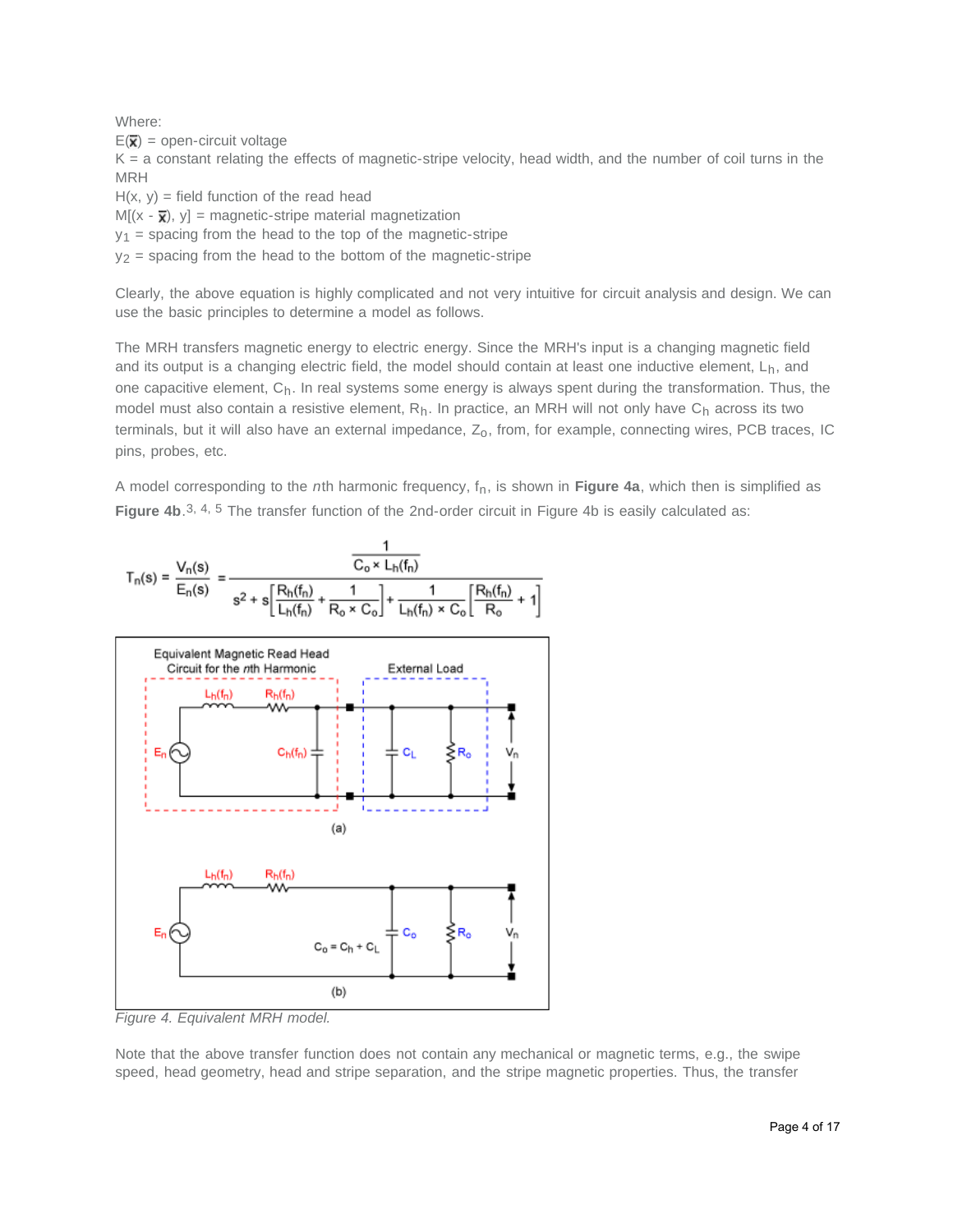Where:
$E(\bar{x})$ = open-circuit voltage
K = a constant relating the effects of magnetic-stripe velocity, head width, and the number of coil turns in the MRH
H(x, y) = field function of the read head
$M[(x - \bar{x}), y]$ = magnetic-stripe material magnetization
$y_1$ = spacing from the head to the top of the magnetic-stripe
$y_2$ = spacing from the head to the bottom of the magnetic-stripe

Clearly, the above equation is highly complicated and not very intuitive for circuit analysis and design. We can use the basic principles to determine a model as follows.

The MRH transfers magnetic energy to electric energy. Since the MRH's input is a changing magnetic field and its output is a changing electric field, the model should contain at least one inductive element, $L_h$, and one capacitive element, $C_h$. In real systems some energy is always spent during the transformation. Thus, the model must also contain a resistive element, $R_h$. In practice, an MRH will not only have $C_h$ across its two terminals, but it will also have an external impedance, $Z_o$, from, for example, connecting wires, PCB traces, IC pins, probes, etc.

A model corresponding to the *n*th harmonic frequency, $f_n$, is shown in **Figure 4a**, which then is simplified as **Figure 4b**.[3, 4, 5] The transfer function of the 2nd-order circuit in Figure 4b is easily calculated as:

$$T_n(s) = \frac{V_n(s)}{E_n(s)} = \frac{\dfrac{1}{C_o \times L_h(f_n)}}{s^2 + s\left[\dfrac{R_h(f_n)}{L_h(f_n)} + \dfrac{1}{R_o \times C_o}\right] + \dfrac{1}{L_h(f_n) \times C_o}\left[\dfrac{R_h(f_n)}{R_o} + 1\right]}$$

*Figure 4. Equivalent MRH model.*

Note that the above transfer function does not contain any mechanical or magnetic terms, e.g., the swipe speed, head geometry, head and stripe separation, and the stripe magnetic properties. Thus, the transfer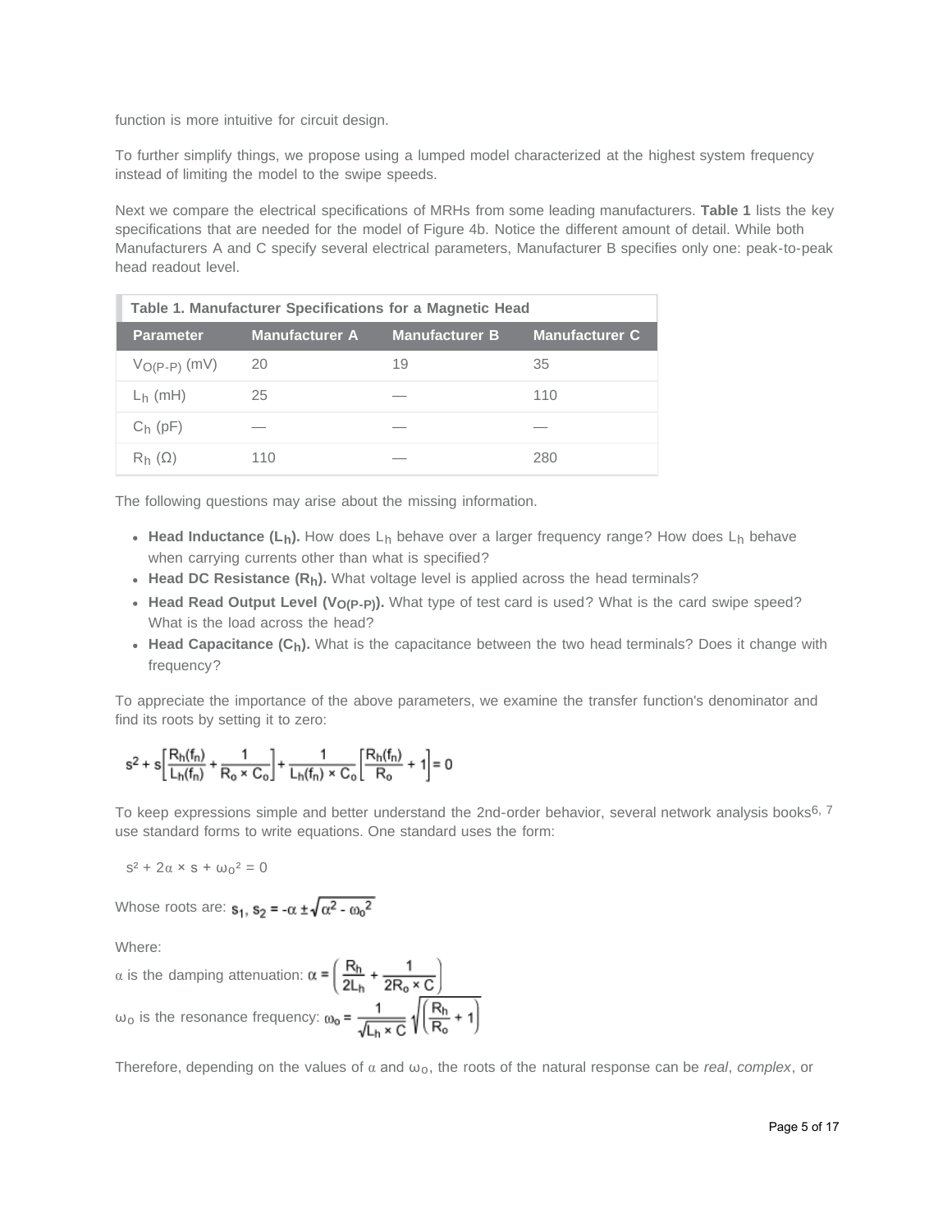function is more intuitive for circuit design.

To further simplify things, we propose using a lumped model characterized at the highest system frequency instead of limiting the model to the swipe speeds.

Next we compare the electrical specifications of MRHs from some leading manufacturers. **Table 1** lists the key specifications that are needed for the model of Figure 4b. Notice the different amount of detail. While both Manufacturers A and C specify several electrical parameters, Manufacturer B specifies only one: peak-to-peak head readout level.

**Table 1. Manufacturer Specifications for a Magnetic Head**

| Parameter | Manufacturer A | Manufacturer B | Manufacturer C |
|---|---|---|---|
| $V_{O(P-P)}$ (mV) | 20 | 19 | 35 |
| $L_h$ (mH) | 25 | — | 110 |
| $C_h$ (pF) | — | — | — |
| $R_h$ (Ω) | 110 | — | 280 |

The following questions may arise about the missing information.

- **Head Inductance ($L_h$).** How does $L_h$ behave over a larger frequency range? How does $L_h$ behave when carrying currents other than what is specified?
- **Head DC Resistance ($R_h$).** What voltage level is applied across the head terminals?
- **Head Read Output Level ($V_{O(P-P)}$).** What type of test card is used? What is the card swipe speed? What is the load across the head?
- **Head Capacitance ($C_h$).** What is the capacitance between the two head terminals? Does it change with frequency?

To appreciate the importance of the above parameters, we examine the transfer function's denominator and find its roots by setting it to zero:

$$s^2 + s\left[\frac{R_h(f_n)}{L_h(f_n)} + \frac{1}{R_o \times C_o}\right] + \frac{1}{L_h(f_n) \times C_o}\left[\frac{R_h(f_n)}{R_o} + 1\right] = 0$$

To keep expressions simple and better understand the 2nd-order behavior, several network analysis books[6, 7] use standard forms to write equations. One standard uses the form:

$$s^2 + 2\alpha \times s + \omega_o^2 = 0$$

Whose roots are: $s_1, s_2 = -\alpha \pm \sqrt{\alpha^2 - \omega_o^2}$

Where:

$\alpha$ is the damping attenuation: $\alpha = \left(\frac{R_h}{2L_h} + \frac{1}{2R_o \times C}\right)$

$\omega_o$ is the resonance frequency: $\omega_o = \frac{1}{\sqrt{L_h \times C}}\sqrt{\left(\frac{R_h}{R_o} + 1\right)}$

Therefore, depending on the values of $\alpha$ and $\omega_o$, the roots of the natural response can be *real*, *complex*, or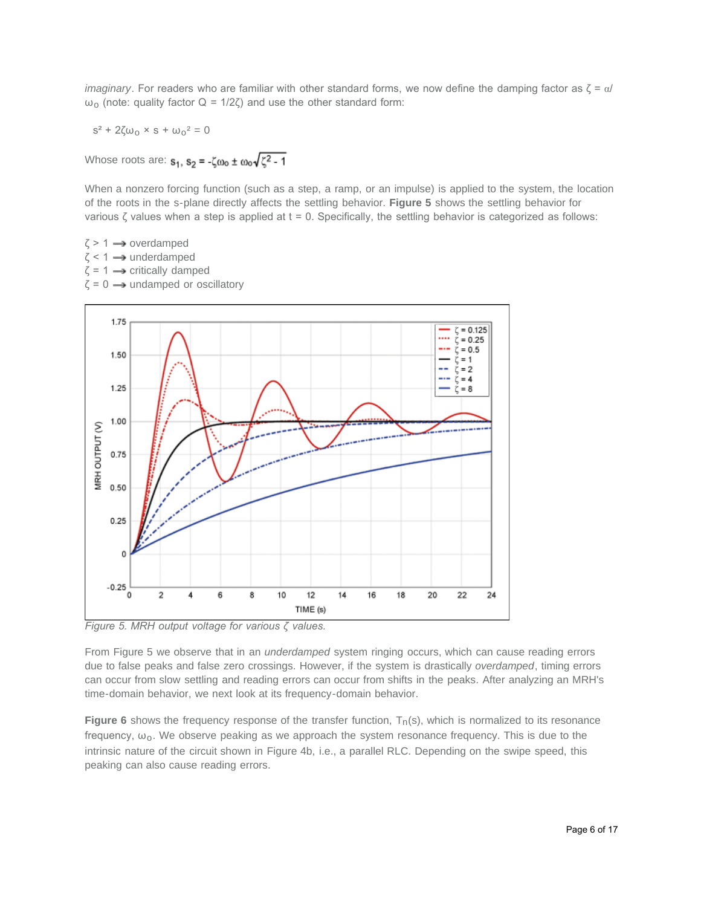*imaginary*. For readers who are familiar with other standard forms, we now define the damping factor as $\zeta = \alpha/\omega_o$ (note: quality factor $Q = 1/2\zeta$) and use the other standard form:

$$s^2 + 2\zeta\omega_o \times s + \omega_o^2 = 0$$

Whose roots are: $s_1, s_2 = -\zeta\omega_o \pm \omega_o\sqrt{\zeta^2 - 1}$

When a nonzero forcing function (such as a step, a ramp, or an impulse) is applied to the system, the location of the roots in the s-plane directly affects the settling behavior. **Figure 5** shows the settling behavior for various $\zeta$ values when a step is applied at $t = 0$. Specifically, the settling behavior is categorized as follows:

$\zeta > 1$ → overdamped
$\zeta < 1$ → underdamped
$\zeta = 1$ → critically damped
$\zeta = 0$ → undamped or oscillatory

*Figure 5. MRH output voltage for various $\zeta$ values.*

From Figure 5 we observe that in an *underdamped* system ringing occurs, which can cause reading errors due to false peaks and false zero crossings. However, if the system is drastically *overdamped*, timing errors can occur from slow settling and reading errors can occur from shifts in the peaks. After analyzing an MRH's time-domain behavior, we next look at its frequency-domain behavior.

**Figure 6** shows the frequency response of the transfer function, $T_n(s)$, which is normalized to its resonance frequency, $\omega_o$. We observe peaking as we approach the system resonance frequency. This is due to the intrinsic nature of the circuit shown in Figure 4b, i.e., a parallel RLC. Depending on the swipe speed, this peaking can also cause reading errors.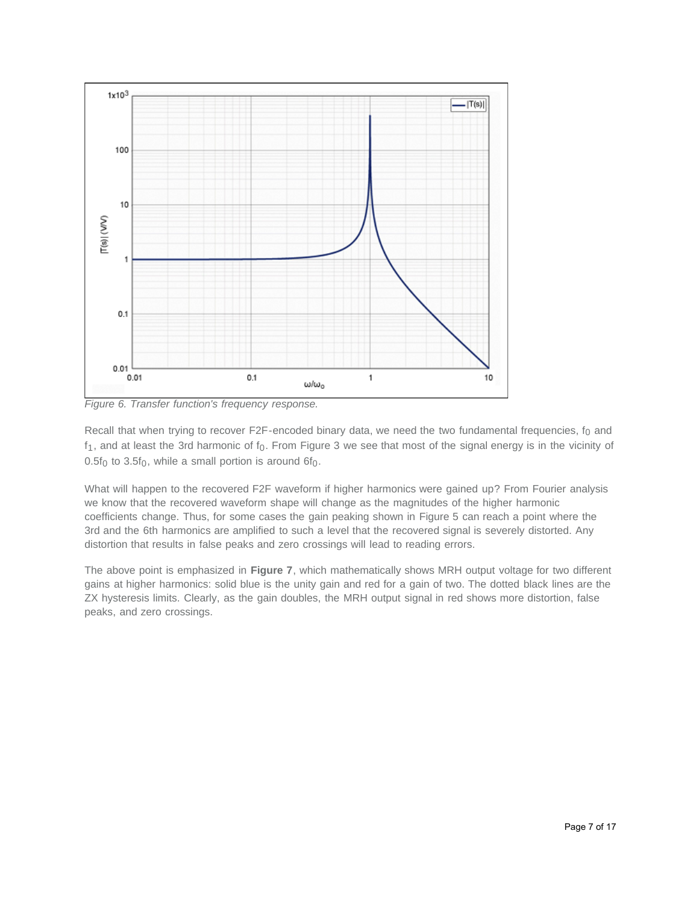*Figure 6. Transfer function's frequency response.*

Recall that when trying to recover F2F-encoded binary data, we need the two fundamental frequencies, $f_0$ and $f_1$, and at least the 3rd harmonic of $f_0$. From Figure 3 we see that most of the signal energy is in the vicinity of $0.5f_0$ to $3.5f_0$, while a small portion is around $6f_0$.

What will happen to the recovered F2F waveform if higher harmonics were gained up? From Fourier analysis we know that the recovered waveform shape will change as the magnitudes of the higher harmonic coefficients change. Thus, for some cases the gain peaking shown in Figure 5 can reach a point where the 3rd and the 6th harmonics are amplified to such a level that the recovered signal is severely distorted. Any distortion that results in false peaks and zero crossings will lead to reading errors.

The above point is emphasized in **Figure 7**, which mathematically shows MRH output voltage for two different gains at higher harmonics: solid blue is the unity gain and red for a gain of two. The dotted black lines are the ZX hysteresis limits. Clearly, as the gain doubles, the MRH output signal in red shows more distortion, false peaks, and zero crossings.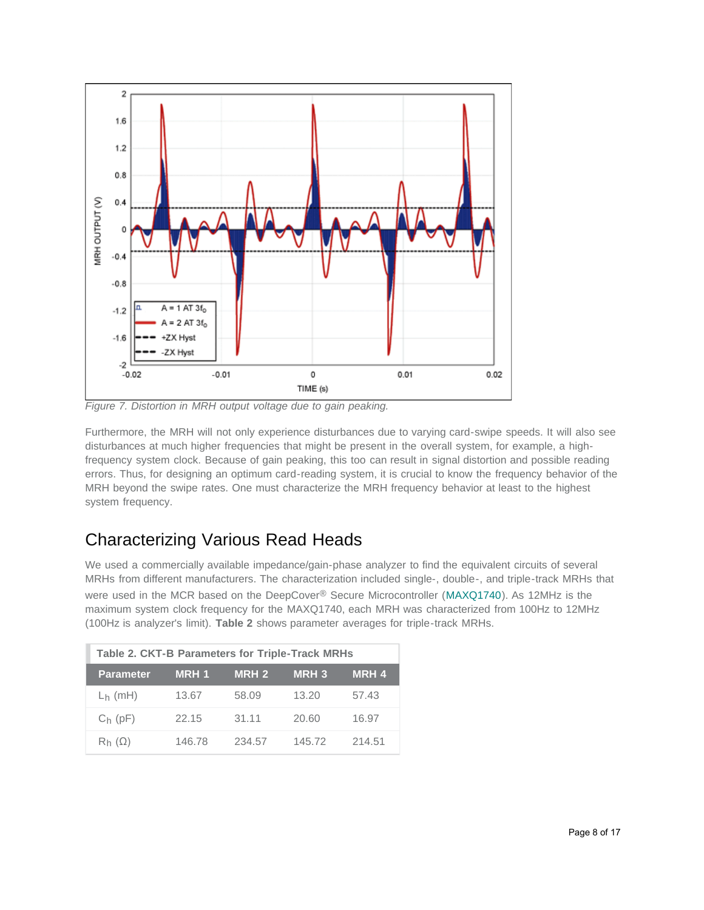Figure 7. Distortion in MRH output voltage due to gain peaking.

Furthermore, the MRH will not only experience disturbances due to varying card-swipe speeds. It will also see disturbances at much higher frequencies that might be present in the overall system, for example, a high-frequency system clock. Because of gain peaking, this too can result in signal distortion and possible reading errors. Thus, for designing an optimum card-reading system, it is crucial to know the frequency behavior of the MRH beyond the swipe rates. One must characterize the MRH frequency behavior at least to the highest system frequency.

## Characterizing Various Read Heads

We used a commercially available impedance/gain-phase analyzer to find the equivalent circuits of several MRHs from different manufacturers. The characterization included single-, double-, and triple-track MRHs that were used in the MCR based on the DeepCover® Secure Microcontroller (MAXQ1740). As 12MHz is the maximum system clock frequency for the MAXQ1740, each MRH was characterized from 100Hz to 12MHz (100Hz is analyzer's limit). **Table 2** shows parameter averages for triple-track MRHs.

**Table 2. CKT-B Parameters for Triple-Track MRHs**

| Parameter | MRH 1 | MRH 2 | MRH 3 | MRH 4 |
|---|---|---|---|---|
| $L_h$ (mH) | 13.67 | 58.09 | 13.20 | 57.43 |
| $C_h$ (pF) | 22.15 | 31.11 | 20.60 | 16.97 |
| $R_h$ (Ω) | 146.78 | 234.57 | 145.72 | 214.51 |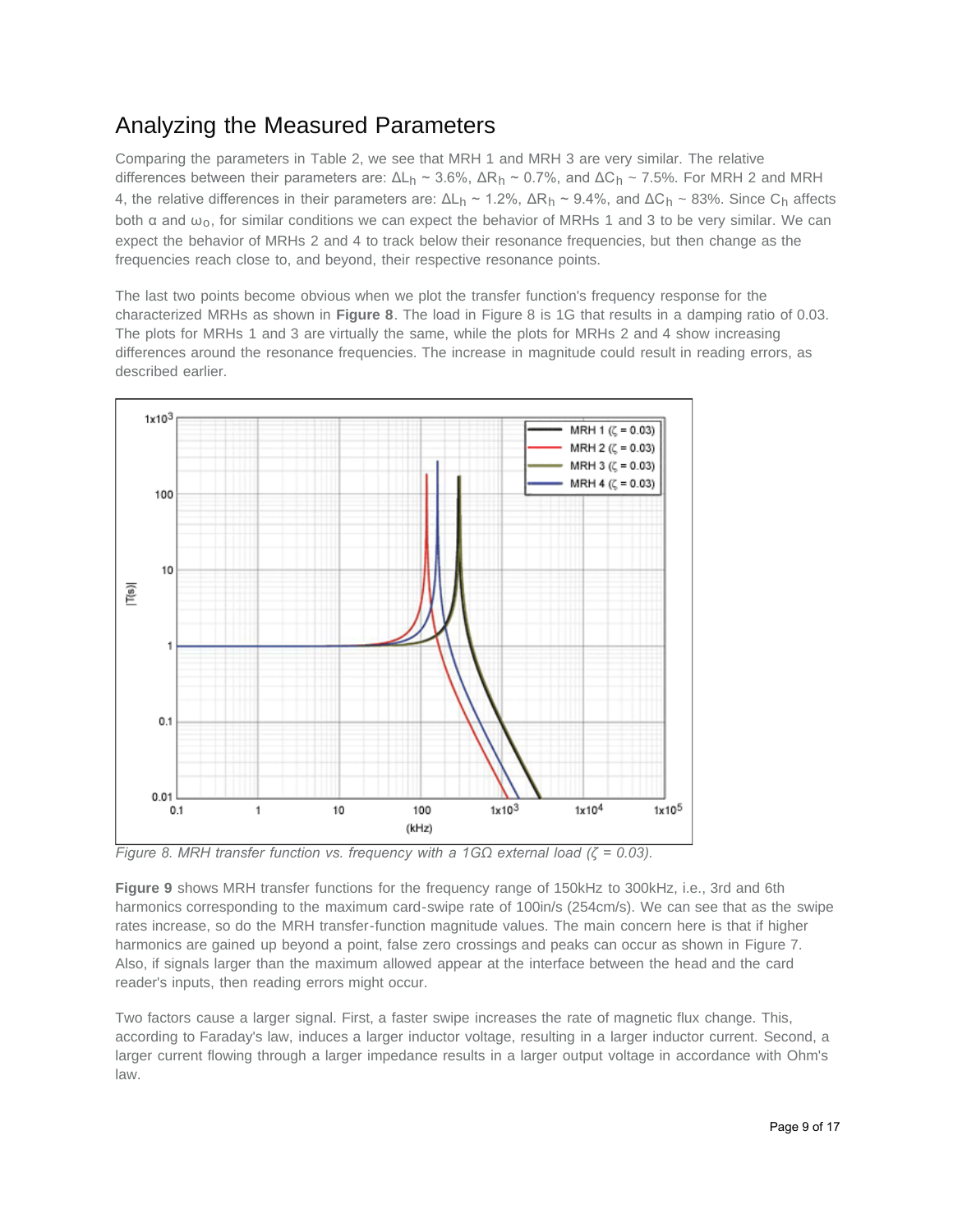## Analyzing the Measured Parameters

Comparing the parameters in Table 2, we see that MRH 1 and MRH 3 are very similar. The relative differences between their parameters are: $\Delta L_h \sim 3.6\%$, $\Delta R_h \sim 0.7\%$, and $\Delta C_h \sim 7.5\%$. For MRH 2 and MRH 4, the relative differences in their parameters are: $\Delta L_h \sim 1.2\%$, $\Delta R_h \sim 9.4\%$, and $\Delta C_h \sim 83\%$. Since $C_h$ affects both $\alpha$ and $\omega_o$, for similar conditions we can expect the behavior of MRHs 1 and 3 to be very similar. We can expect the behavior of MRHs 2 and 4 to track below their resonance frequencies, but then change as the frequencies reach close to, and beyond, their respective resonance points.

The last two points become obvious when we plot the transfer function's frequency response for the characterized MRHs as shown in **Figure 8**. The load in Figure 8 is 1G that results in a damping ratio of 0.03. The plots for MRHs 1 and 3 are virtually the same, while the plots for MRHs 2 and 4 show increasing differences around the resonance frequencies. The increase in magnitude could result in reading errors, as described earlier.

*Figure 8. MRH transfer function vs. frequency with a 1GΩ external load ($\zeta$ = 0.03).*

**Figure 9** shows MRH transfer functions for the frequency range of 150kHz to 300kHz, i.e., 3rd and 6th harmonics corresponding to the maximum card-swipe rate of 100in/s (254cm/s). We can see that as the swipe rates increase, so do the MRH transfer-function magnitude values. The main concern here is that if higher harmonics are gained up beyond a point, false zero crossings and peaks can occur as shown in Figure 7. Also, if signals larger than the maximum allowed appear at the interface between the head and the card reader's inputs, then reading errors might occur.

Two factors cause a larger signal. First, a faster swipe increases the rate of magnetic flux change. This, according to Faraday's law, induces a larger inductor voltage, resulting in a larger inductor current. Second, a larger current flowing through a larger impedance results in a larger output voltage in accordance with Ohm's law.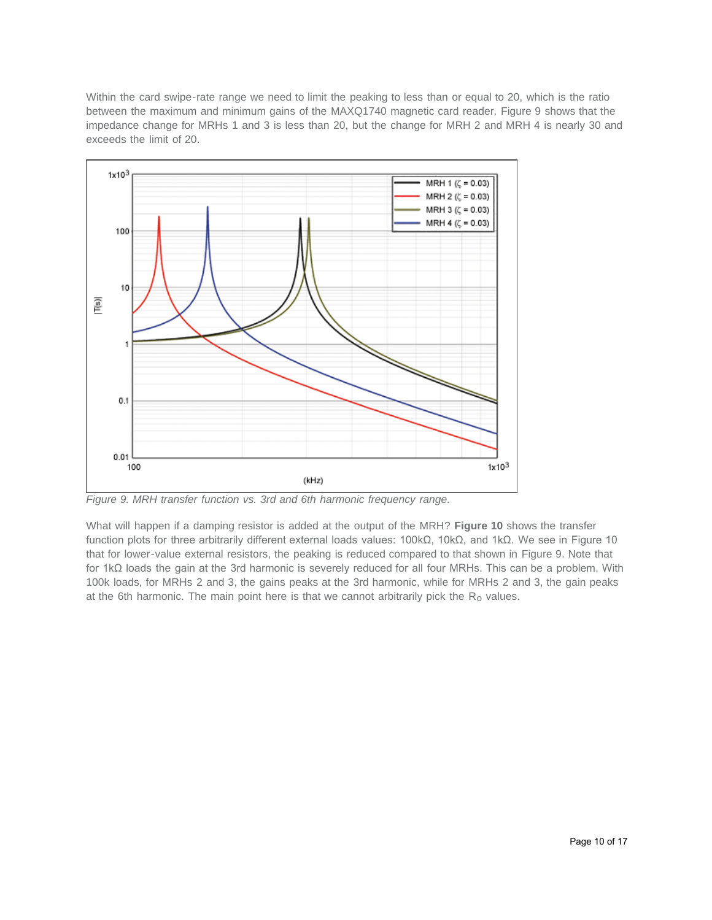Within the card swipe-rate range we need to limit the peaking to less than or equal to 20, which is the ratio between the maximum and minimum gains of the MAXQ1740 magnetic card reader. Figure 9 shows that the impedance change for MRHs 1 and 3 is less than 20, but the change for MRH 2 and MRH 4 is nearly 30 and exceeds the limit of 20.

*Figure 9. MRH transfer function vs. 3rd and 6th harmonic frequency range.*

What will happen if a damping resistor is added at the output of the MRH? **Figure 10** shows the transfer function plots for three arbitrarily different external loads values: 100kΩ, 10kΩ, and 1kΩ. We see in Figure 10 that for lower-value external resistors, the peaking is reduced compared to that shown in Figure 9. Note that for 1kΩ loads the gain at the 3rd harmonic is severely reduced for all four MRHs. This can be a problem. With 100k loads, for MRHs 2 and 3, the gains peaks at the 3rd harmonic, while for MRHs 2 and 3, the gain peaks at the 6th harmonic. The main point here is that we cannot arbitrarily pick the $R_O$ values.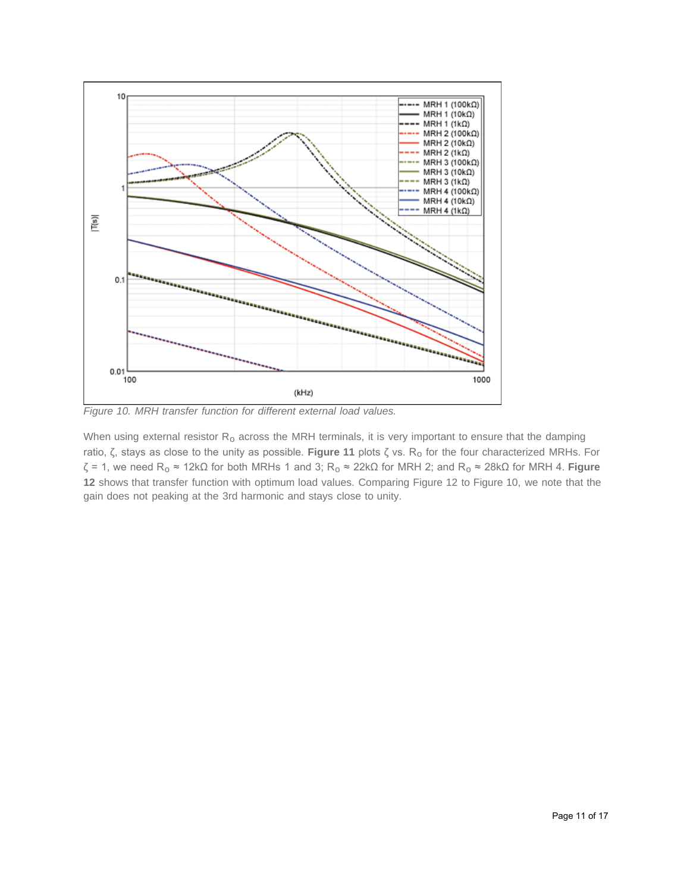*Figure 10. MRH transfer function for different external load values.*

When using external resistor $R_O$ across the MRH terminals, it is very important to ensure that the damping ratio, ζ, stays as close to the unity as possible. **Figure 11** plots ζ vs. $R_O$ for the four characterized MRHs. For ζ = 1, we need $R_O$ ≈ 12kΩ for both MRHs 1 and 3; $R_O$ ≈ 22kΩ for MRH 2; and $R_O$ ≈ 28kΩ for MRH 4. **Figure 12** shows that transfer function with optimum load values. Comparing Figure 12 to Figure 10, we note that the gain does not peaking at the 3rd harmonic and stays close to unity.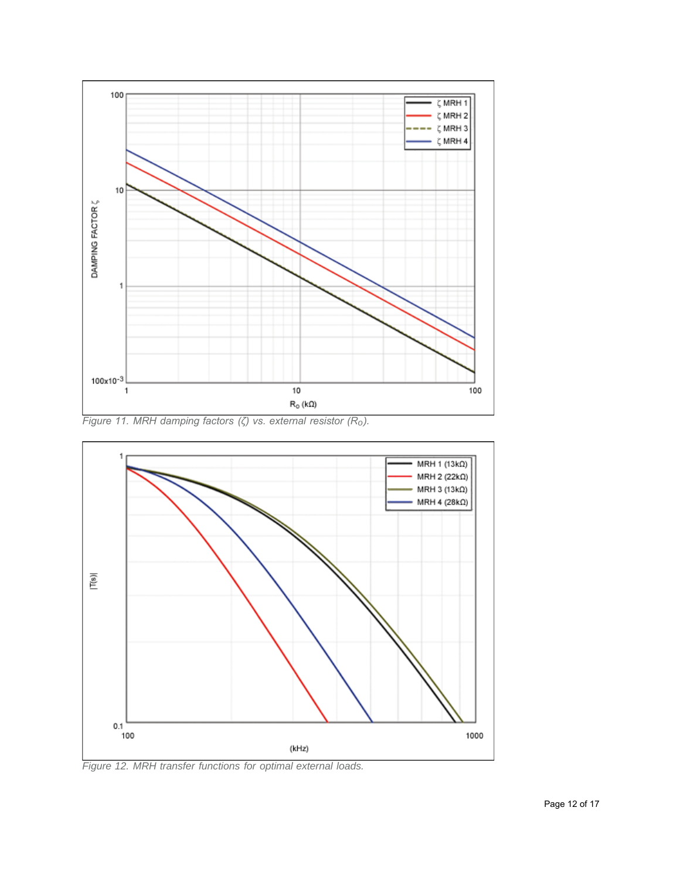Figure 11. MRH damping factors (ζ) vs. external resistor ($R_O$).

Figure 12. MRH transfer functions for optimal external loads.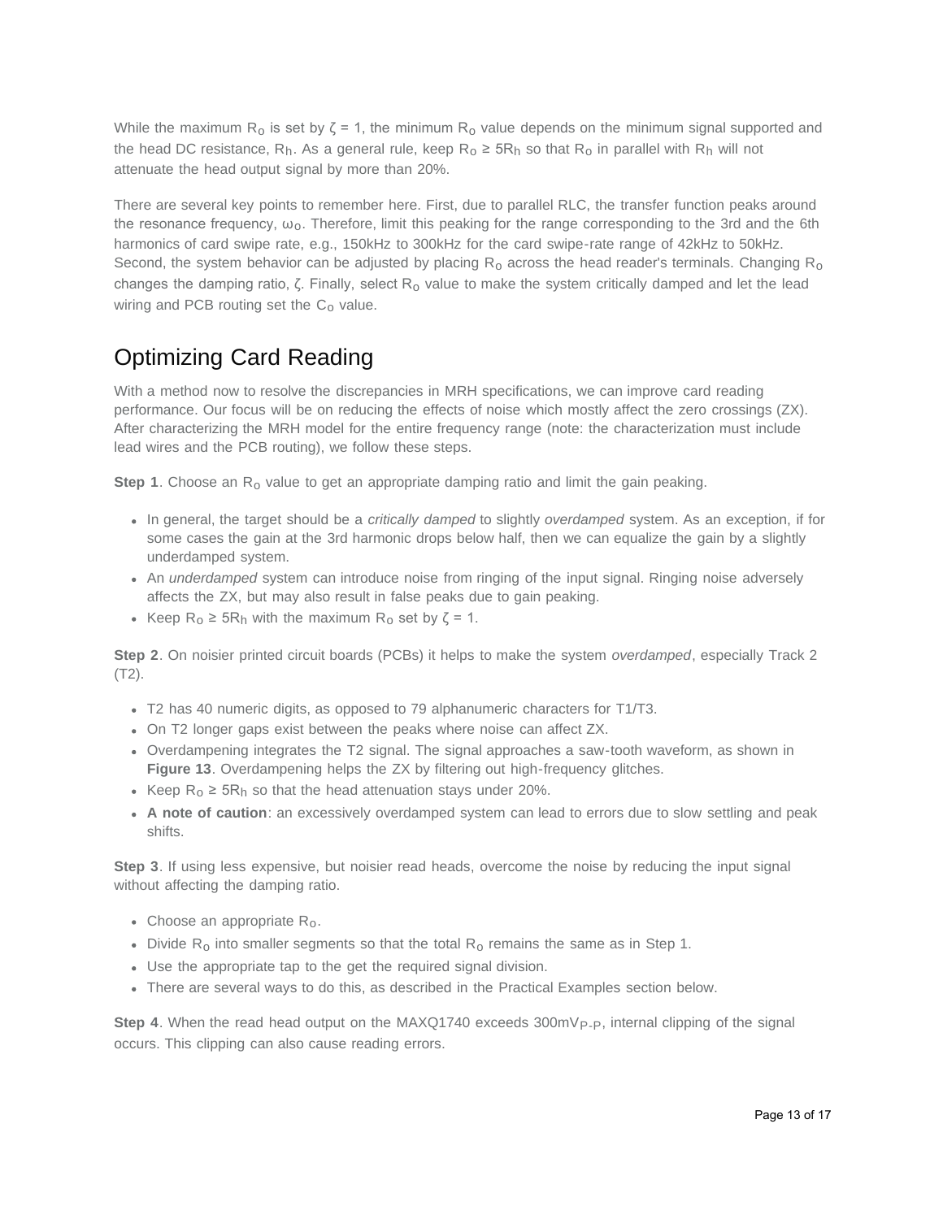While the maximum $R_o$ is set by $\zeta = 1$, the minimum $R_o$ value depends on the minimum signal supported and the head DC resistance, $R_h$. As a general rule, keep $R_o \geq 5R_h$ so that $R_o$ in parallel with $R_h$ will not attenuate the head output signal by more than 20%.

There are several key points to remember here. First, due to parallel RLC, the transfer function peaks around the resonance frequency, $\omega_o$. Therefore, limit this peaking for the range corresponding to the 3rd and the 6th harmonics of card swipe rate, e.g., 150kHz to 300kHz for the card swipe-rate range of 42kHz to 50kHz. Second, the system behavior can be adjusted by placing $R_o$ across the head reader's terminals. Changing $R_o$ changes the damping ratio, $\zeta$. Finally, select $R_o$ value to make the system critically damped and let the lead wiring and PCB routing set the $C_o$ value.

## Optimizing Card Reading

With a method now to resolve the discrepancies in MRH specifications, we can improve card reading performance. Our focus will be on reducing the effects of noise which mostly affect the zero crossings (ZX). After characterizing the MRH model for the entire frequency range (note: the characterization must include lead wires and the PCB routing), we follow these steps.

**Step 1**. Choose an $R_o$ value to get an appropriate damping ratio and limit the gain peaking.

- In general, the target should be a *critically damped* to slightly *overdamped* system. As an exception, if for some cases the gain at the 3rd harmonic drops below half, then we can equalize the gain by a slightly underdamped system.
- An *underdamped* system can introduce noise from ringing of the input signal. Ringing noise adversely affects the ZX, but may also result in false peaks due to gain peaking.
- Keep $R_o \geq 5R_h$ with the maximum $R_o$ set by $\zeta = 1$.

**Step 2**. On noisier printed circuit boards (PCBs) it helps to make the system *overdamped*, especially Track 2 (T2).

- T2 has 40 numeric digits, as opposed to 79 alphanumeric characters for T1/T3.
- On T2 longer gaps exist between the peaks where noise can affect ZX.
- Overdampening integrates the T2 signal. The signal approaches a saw-tooth waveform, as shown in **Figure 13**. Overdampening helps the ZX by filtering out high-frequency glitches.
- Keep $R_o \geq 5R_h$ so that the head attenuation stays under 20%.
- **A note of caution**: an excessively overdamped system can lead to errors due to slow settling and peak shifts.

**Step 3**. If using less expensive, but noisier read heads, overcome the noise by reducing the input signal without affecting the damping ratio.

- Choose an appropriate $R_o$.
- Divide $R_o$ into smaller segments so that the total $R_o$ remains the same as in Step 1.
- Use the appropriate tap to the get the required signal division.
- There are several ways to do this, as described in the Practical Examples section below.

**Step 4**. When the read head output on the MAXQ1740 exceeds $300mV_{P-P}$, internal clipping of the signal occurs. This clipping can also cause reading errors.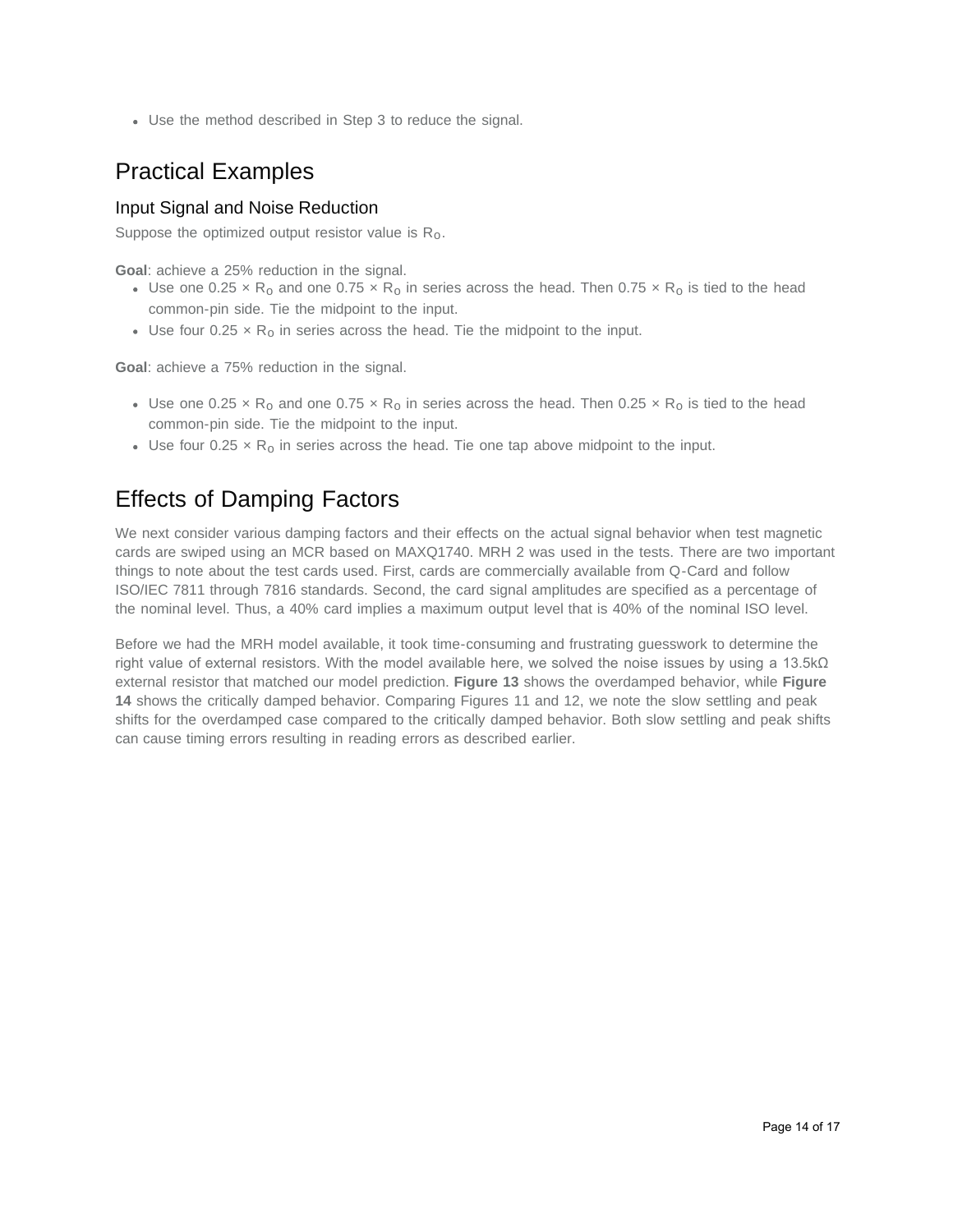- Use the method described in Step 3 to reduce the signal.

## Practical Examples

### Input Signal and Noise Reduction

Suppose the optimized output resistor value is $R_O$.

**Goal**: achieve a 25% reduction in the signal.

- Use one $0.25 \times R_O$ and one $0.75 \times R_O$ in series across the head. Then $0.75 \times R_O$ is tied to the head common-pin side. Tie the midpoint to the input.
- Use four $0.25 \times R_O$ in series across the head. Tie the midpoint to the input.

**Goal**: achieve a 75% reduction in the signal.

- Use one $0.25 \times R_O$ and one $0.75 \times R_O$ in series across the head. Then $0.25 \times R_O$ is tied to the head common-pin side. Tie the midpoint to the input.
- Use four $0.25 \times R_O$ in series across the head. Tie one tap above midpoint to the input.

## Effects of Damping Factors

We next consider various damping factors and their effects on the actual signal behavior when test magnetic cards are swiped using an MCR based on MAXQ1740. MRH 2 was used in the tests. There are two important things to note about the test cards used. First, cards are commercially available from Q-Card and follow ISO/IEC 7811 through 7816 standards. Second, the card signal amplitudes are specified as a percentage of the nominal level. Thus, a 40% card implies a maximum output level that is 40% of the nominal ISO level.

Before we had the MRH model available, it took time-consuming and frustrating guesswork to determine the right value of external resistors. With the model available here, we solved the noise issues by using a 13.5kΩ external resistor that matched our model prediction. **Figure 13** shows the overdamped behavior, while **Figure 14** shows the critically damped behavior. Comparing Figures 11 and 12, we note the slow settling and peak shifts for the overdamped case compared to the critically damped behavior. Both slow settling and peak shifts can cause timing errors resulting in reading errors as described earlier.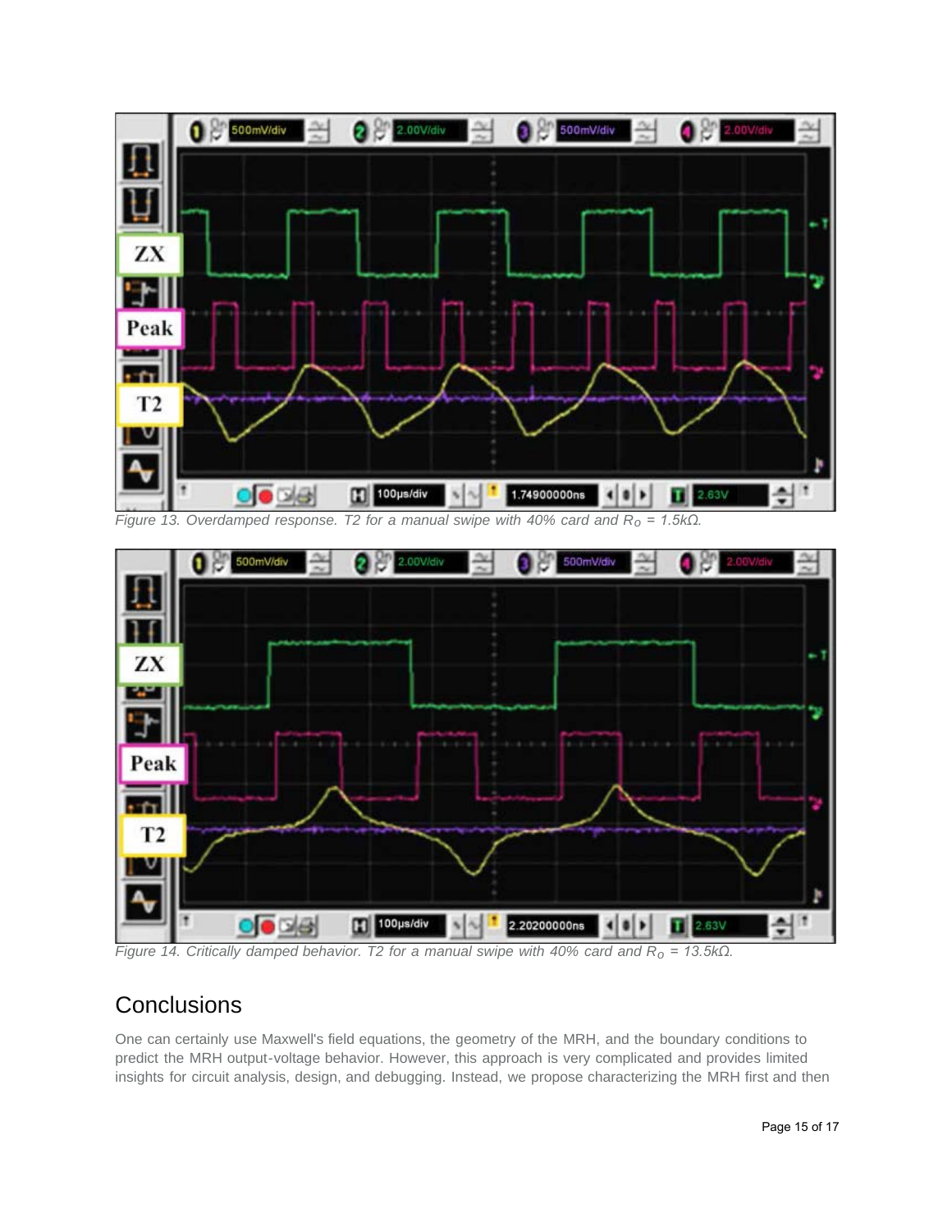*Figure 13. Overdamped response. T2 for a manual swipe with 40% card and $R_O$ = 1.5kΩ.*

*Figure 14. Critically damped behavior. T2 for a manual swipe with 40% card and $R_O$ = 13.5kΩ.*

## Conclusions

One can certainly use Maxwell's field equations, the geometry of the MRH, and the boundary conditions to predict the MRH output-voltage behavior. However, this approach is very complicated and provides limited insights for circuit analysis, design, and debugging. Instead, we propose characterizing the MRH first and then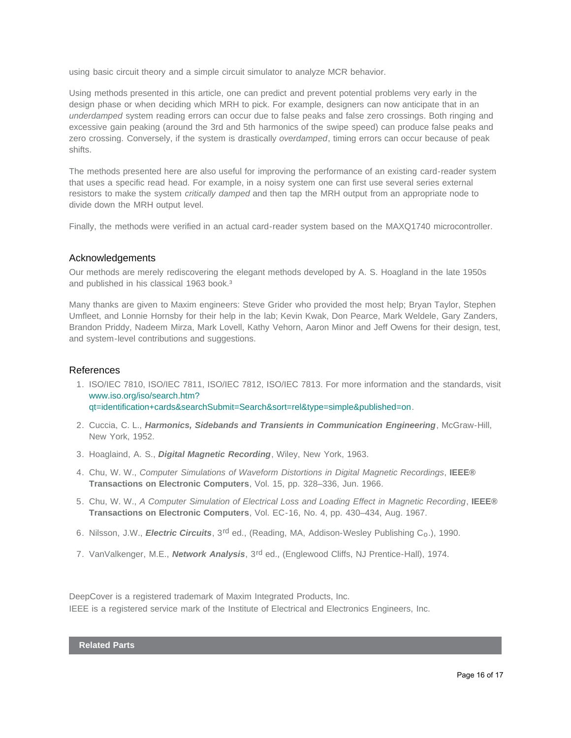using basic circuit theory and a simple circuit simulator to analyze MCR behavior.

Using methods presented in this article, one can predict and prevent potential problems very early in the design phase or when deciding which MRH to pick. For example, designers can now anticipate that in an *underdamped* system reading errors can occur due to false peaks and false zero crossings. Both ringing and excessive gain peaking (around the 3rd and 5th harmonics of the swipe speed) can produce false peaks and zero crossing. Conversely, if the system is drastically *overdamped*, timing errors can occur because of peak shifts.

The methods presented here are also useful for improving the performance of an existing card-reader system that uses a specific read head. For example, in a noisy system one can first use several series external resistors to make the system *critically damped* and then tap the MRH output from an appropriate node to divide down the MRH output level.

Finally, the methods were verified in an actual card-reader system based on the MAXQ1740 microcontroller.

## Acknowledgements

Our methods are merely rediscovering the elegant methods developed by A. S. Hoagland in the late 1950s and published in his classical 1963 book.[3]

Many thanks are given to Maxim engineers: Steve Grider who provided the most help; Bryan Taylor, Stephen Umfleet, and Lonnie Hornsby for their help in the lab; Kevin Kwak, Don Pearce, Mark Weldele, Gary Zanders, Brandon Priddy, Nadeem Mirza, Mark Lovell, Kathy Vehorn, Aaron Minor and Jeff Owens for their design, test, and system-level contributions and suggestions.

## References

1. ISO/IEC 7810, ISO/IEC 7811, ISO/IEC 7812, ISO/IEC 7813. For more information and the standards, visit www.iso.org/iso/search.htm?qt=identification+cards&searchSubmit=Search&sort=rel&type=simple&published=on.
2. Cuccia, C. L., ***Harmonics, Sidebands and Transients in Communication Engineering***, McGraw-Hill, New York, 1952.
3. Hoaglaind, A. S., ***Digital Magnetic Recording***, Wiley, New York, 1963.
4. Chu, W. W., *Computer Simulations of Waveform Distortions in Digital Magnetic Recordings*, **IEEE® Transactions on Electronic Computers**, Vol. 15, pp. 328–336, Jun. 1966.
5. Chu, W. W., *A Computer Simulation of Electrical Loss and Loading Effect in Magnetic Recording*, **IEEE® Transactions on Electronic Computers**, Vol. EC-16, No. 4, pp. 430–434, Aug. 1967.
6. Nilsson, J.W., ***Electric Circuits***, 3rd ed., (Reading, MA, Addison-Wesley Publishing Co.), 1990.
7. VanValkenger, M.E., ***Network Analysis***, 3rd ed., (Englewood Cliffs, NJ Prentice-Hall), 1974.

DeepCover is a registered trademark of Maxim Integrated Products, Inc.
IEEE is a registered service mark of the Institute of Electrical and Electronics Engineers, Inc.

**Related Parts**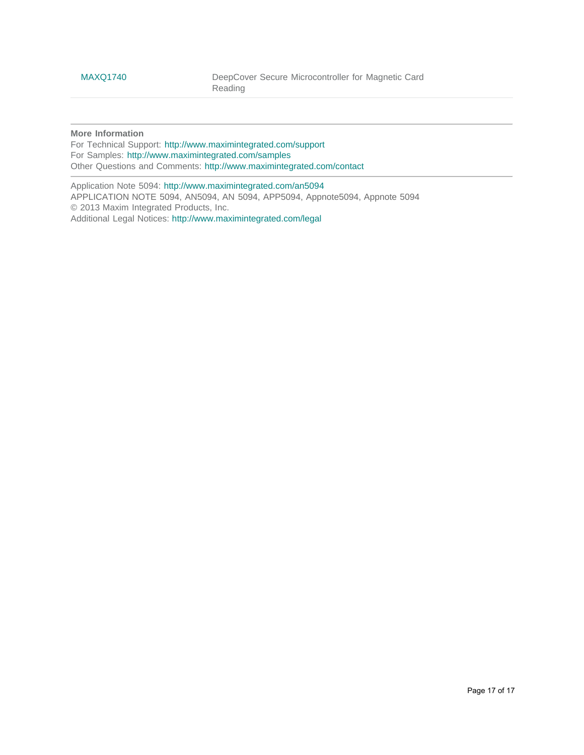| | |
|---|---|
| MAXQ1740 | DeepCover Secure Microcontroller for Magnetic Card Reading |

**More Information**
For Technical Support: http://www.maximintegrated.com/support
For Samples: http://www.maximintegrated.com/samples
Other Questions and Comments: http://www.maximintegrated.com/contact

Application Note 5094: http://www.maximintegrated.com/an5094
APPLICATION NOTE 5094, AN5094, AN 5094, APP5094, Appnote5094, Appnote 5094
© 2013 Maxim Integrated Products, Inc.
Additional Legal Notices: http://www.maximintegrated.com/legal